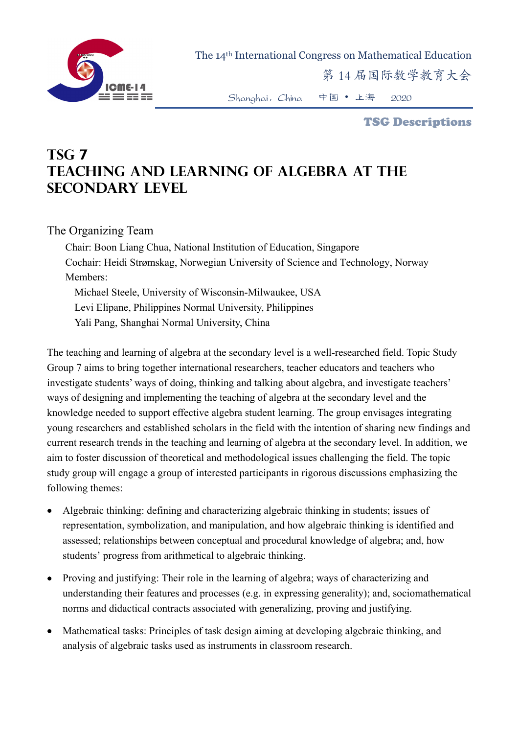The 14th International Congress on Mathematical Education

第 14 届国际数学教育大会

Shanghai，China 中国 • 上海 2020

**TSG Descriptions**

# TSG 7
# TEACHING AND LEARNING OF ALGEBRA AT THE SECONDARY LEVEL

## The Organizing Team

Chair: Boon Liang Chua, National Institution of Education, Singapore

Cochair: Heidi Strømskag, Norwegian University of Science and Technology, Norway

Members:

Michael Steele, University of Wisconsin-Milwaukee, USA

Levi Elipane, Philippines Normal University, Philippines

Yali Pang, Shanghai Normal University, China

The teaching and learning of algebra at the secondary level is a well-researched field. Topic Study Group 7 aims to bring together international researchers, teacher educators and teachers who investigate students' ways of doing, thinking and talking about algebra, and investigate teachers' ways of designing and implementing the teaching of algebra at the secondary level and the knowledge needed to support effective algebra student learning. The group envisages integrating young researchers and established scholars in the field with the intention of sharing new findings and current research trends in the teaching and learning of algebra at the secondary level. In addition, we aim to foster discussion of theoretical and methodological issues challenging the field. The topic study group will engage a group of interested participants in rigorous discussions emphasizing the following themes:

- Algebraic thinking: defining and characterizing algebraic thinking in students; issues of representation, symbolization, and manipulation, and how algebraic thinking is identified and assessed; relationships between conceptual and procedural knowledge of algebra; and, how students' progress from arithmetical to algebraic thinking.
- Proving and justifying: Their role in the learning of algebra; ways of characterizing and understanding their features and processes (e.g. in expressing generality); and, sociomathematical norms and didactical contracts associated with generalizing, proving and justifying.
- Mathematical tasks: Principles of task design aiming at developing algebraic thinking, and analysis of algebraic tasks used as instruments in classroom research.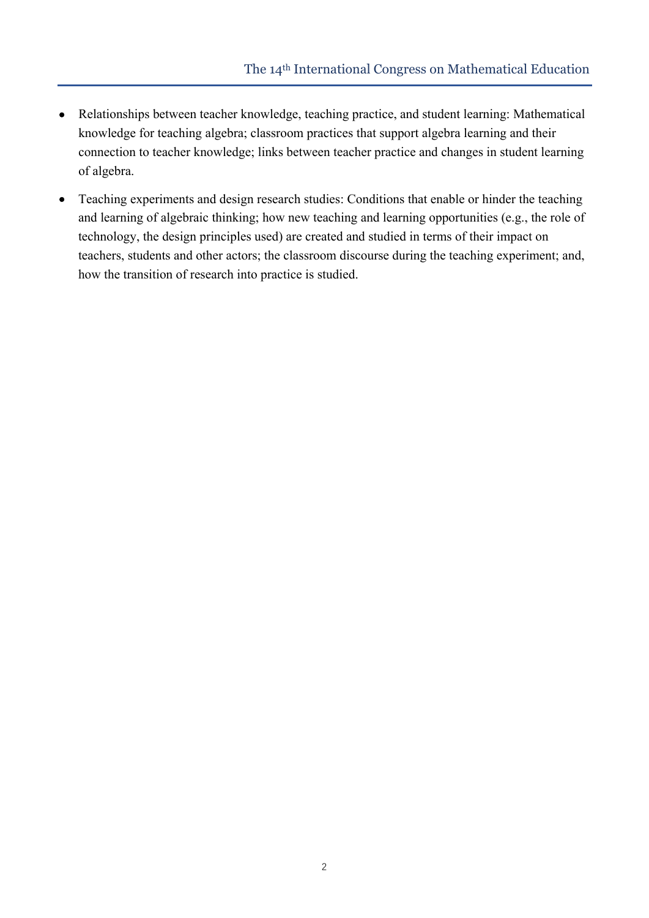- Relationships between teacher knowledge, teaching practice, and student learning: Mathematical knowledge for teaching algebra; classroom practices that support algebra learning and their connection to teacher knowledge; links between teacher practice and changes in student learning of algebra.
- Teaching experiments and design research studies: Conditions that enable or hinder the teaching and learning of algebraic thinking; how new teaching and learning opportunities (e.g., the role of technology, the design principles used) are created and studied in terms of their impact on teachers, students and other actors; the classroom discourse during the teaching experiment; and, how the transition of research into practice is studied.